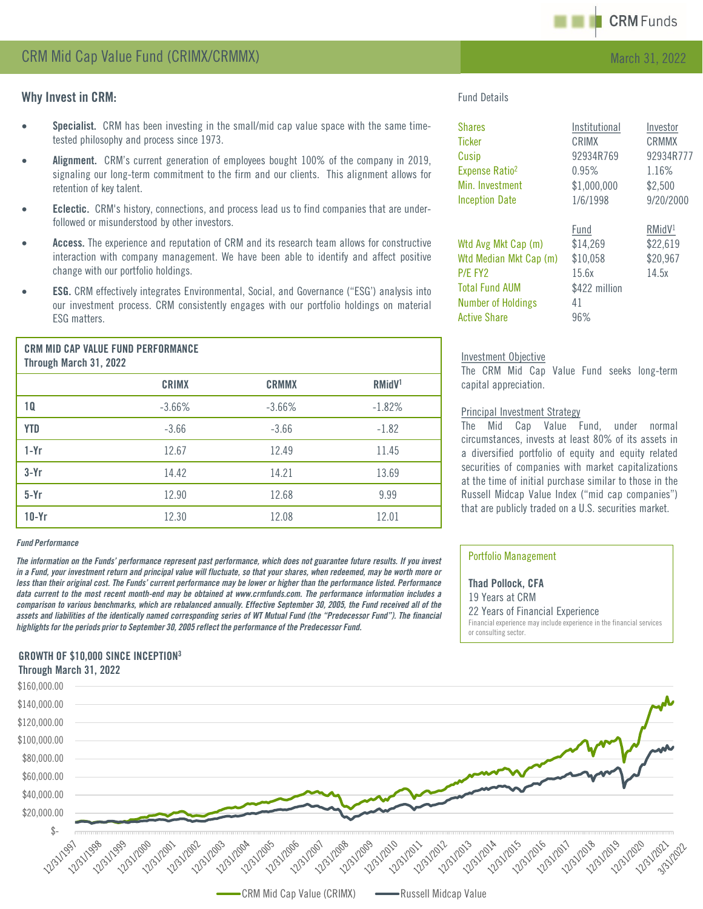# CRM Mid Cap Value Fund (CRIMX/CRMMX)

March 31, 2022

## Why Invest in CRM:

- **Specialist.** CRM has been investing in the small/mid cap value space with the same time-tested philosophy and process since 1973.
- **Alignment.** CRM's current generation of employees bought 100% of the company in 2019, signaling our long-term commitment to the firm and our clients. This alignment allows for retention of key talent.
- **Eclectic.** CRM's history, connections, and process lead us to find companies that are under-followed or misunderstood by other investors.
- **Access.** The experience and reputation of CRM and its research team allows for constructive interaction with company management. We have been able to identify and affect positive change with our portfolio holdings.
- **ESG.** CRM effectively integrates Environmental, Social, and Governance ("ESG') analysis into our investment process. CRM consistently engages with our portfolio holdings on material ESG matters.

**CRM MID CAP VALUE FUND PERFORMANCE**
**Through March 31, 2022**

| | CRIMX | CRMMX | RMidV[1] |
|---|---|---|---|
| 1Q | -3.66% | -3.66% | -1.82% |
| YTD | -3.66 | -3.66 | -1.82 |
| 1-Yr | 12.67 | 12.49 | 11.45 |
| 3-Yr | 14.42 | 14.21 | 13.69 |
| 5-Yr | 12.90 | 12.68 | 9.99 |
| 10-Yr | 12.30 | 12.08 | 12.01 |

*Fund Performance*

***The information on the Funds' performance represent past performance, which does not guarantee future results. If you invest in a Fund, your investment return and principal value will fluctuate, so that your shares, when redeemed, may be worth more or less than their original cost. The Funds' current performance may be lower or higher than the performance listed. Performance data current to the most recent month-end may be obtained at www.crmfunds.com. The performance information includes a comparison to various benchmarks, which are rebalanced annually. Effective September 30, 2005, the Fund received all of the assets and liabilities of the identically named corresponding series of WT Mutual Fund (the "Predecessor Fund"). The financial highlights for the periods prior to September 30, 2005 reflect the performance of the Predecessor Fund.***

## Fund Details

| Shares | Institutional | Investor |
|---|---|---|
| Ticker | CRIMX | CRMMX |
| Cusip | 92934R769 | 92934R777 |
| Expense Ratio[2] | 0.95% | 1.16% |
| Min. Investment | $1,000,000 | $2,500 |
| Inception Date | 1/6/1998 | 9/20/2000 |

| | Fund | RMidV[1] |
|---|---|---|
| Wtd Avg Mkt Cap (m) | $14,269 | $22,619 |
| Wtd Median Mkt Cap (m) | $10,058 | $20,967 |
| P/E FY2 | 15.6x | 14.5x |
| Total Fund AUM | $422 million | |
| Number of Holdings | 41 | |
| Active Share | 96% | |

### Investment Objective

The CRM Mid Cap Value Fund seeks long-term capital appreciation.

### Principal Investment Strategy

The Mid Cap Value Fund, under normal circumstances, invests at least 80% of its assets in a diversified portfolio of equity and equity related securities of companies with market capitalizations at the time of initial purchase similar to those in the Russell Midcap Value Index ("mid cap companies") that are publicly traded on a U.S. securities market.

### Portfolio Management

**Thad Pollock, CFA**
19 Years at CRM
22 Years of Financial Experience
Financial experience may include experience in the financial services or consulting sector.

**GROWTH OF $10,000 SINCE INCEPTION[3]**
**Through March 31, 2022**

CRM Mid Cap Value (CRIMX) — Russell Midcap Value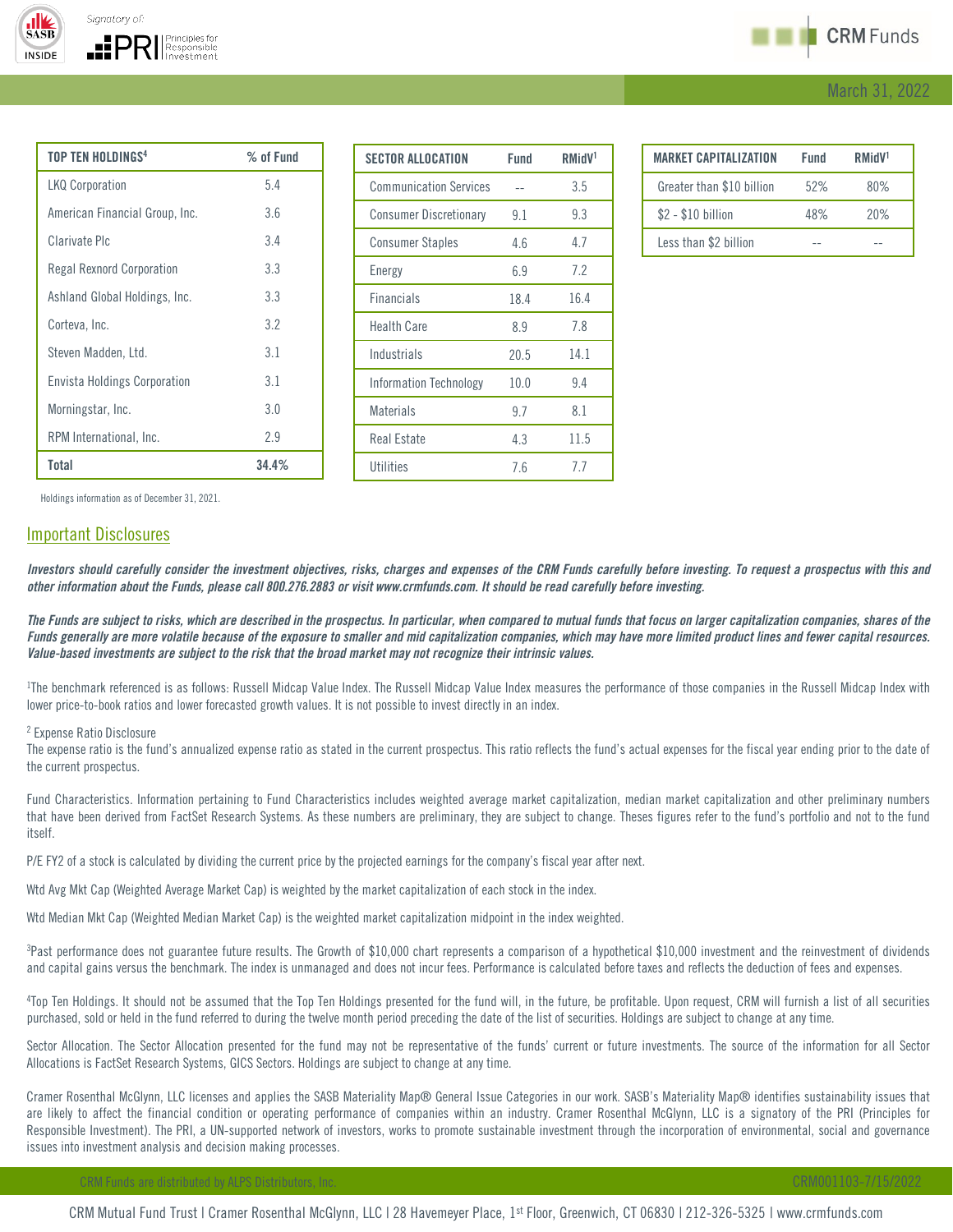March 31, 2022

| TOP TEN HOLDINGS[4] | % of Fund |
|---|---|
| LKQ Corporation | 5.4 |
| American Financial Group, Inc. | 3.6 |
| Clarivate Plc | 3.4 |
| Regal Rexnord Corporation | 3.3 |
| Ashland Global Holdings, Inc. | 3.3 |
| Corteva, Inc. | 3.2 |
| Steven Madden, Ltd. | 3.1 |
| Envista Holdings Corporation | 3.1 |
| Morningstar, Inc. | 3.0 |
| RPM International, Inc. | 2.9 |
| **Total** | **34.4%** |

Holdings information as of December 31, 2021.

| SECTOR ALLOCATION | Fund | RMidV[1] |
|---|---|---|
| Communication Services | -- | 3.5 |
| Consumer Discretionary | 9.1 | 9.3 |
| Consumer Staples | 4.6 | 4.7 |
| Energy | 6.9 | 7.2 |
| Financials | 18.4 | 16.4 |
| Health Care | 8.9 | 7.8 |
| Industrials | 20.5 | 14.1 |
| Information Technology | 10.0 | 9.4 |
| Materials | 9.7 | 8.1 |
| Real Estate | 4.3 | 11.5 |
| Utilities | 7.6 | 7.7 |

| MARKET CAPITALIZATION | Fund | RMidV[1] |
|---|---|---|
| Greater than $10 billion | 52% | 80% |
| $2 - $10 billion | 48% | 20% |
| Less than $2 billion | -- | -- |

## Important Disclosures

***Investors should carefully consider the investment objectives, risks, charges and expenses of the CRM Funds carefully before investing. To request a prospectus with this and other information about the Funds, please call 800.276.2883 or visit www.crmfunds.com. It should be read carefully before investing.***

***The Funds are subject to risks, which are described in the prospectus. In particular, when compared to mutual funds that focus on larger capitalization companies, shares of the Funds generally are more volatile because of the exposure to smaller and mid capitalization companies, which may have more limited product lines and fewer capital resources. Value-based investments are subject to the risk that the broad market may not recognize their intrinsic values.***

[1]The benchmark referenced is as follows: Russell Midcap Value Index. The Russell Midcap Value Index measures the performance of those companies in the Russell Midcap Index with lower price-to-book ratios and lower forecasted growth values. It is not possible to invest directly in an index.

[2] Expense Ratio Disclosure
The expense ratio is the fund's annualized expense ratio as stated in the current prospectus. This ratio reflects the fund's actual expenses for the fiscal year ending prior to the date of the current prospectus.

Fund Characteristics. Information pertaining to Fund Characteristics includes weighted average market capitalization, median market capitalization and other preliminary numbers that have been derived from FactSet Research Systems. As these numbers are preliminary, they are subject to change. Theses figures refer to the fund's portfolio and not to the fund itself.

P/E FY2 of a stock is calculated by dividing the current price by the projected earnings for the company's fiscal year after next.

Wtd Avg Mkt Cap (Weighted Average Market Cap) is weighted by the market capitalization of each stock in the index.

Wtd Median Mkt Cap (Weighted Median Market Cap) is the weighted market capitalization midpoint in the index weighted.

[3]Past performance does not guarantee future results. The Growth of $10,000 chart represents a comparison of a hypothetical $10,000 investment and the reinvestment of dividends and capital gains versus the benchmark. The index is unmanaged and does not incur fees. Performance is calculated before taxes and reflects the deduction of fees and expenses.

[4]Top Ten Holdings. It should not be assumed that the Top Ten Holdings presented for the fund will, in the future, be profitable. Upon request, CRM will furnish a list of all securities purchased, sold or held in the fund referred to during the twelve month period preceding the date of the list of securities. Holdings are subject to change at any time.

Sector Allocation. The Sector Allocation presented for the fund may not be representative of the funds' current or future investments. The source of the information for all Sector Allocations is FactSet Research Systems, GICS Sectors. Holdings are subject to change at any time.

Cramer Rosenthal McGlynn, LLC licenses and applies the SASB Materiality Map® General Issue Categories in our work. SASB's Materiality Map® identifies sustainability issues that are likely to affect the financial condition or operating performance of companies within an industry. Cramer Rosenthal McGlynn, LLC is a signatory of the PRI (Principles for Responsible Investment). The PRI, a UN-supported network of investors, works to promote sustainable investment through the incorporation of environmental, social and governance issues into investment analysis and decision making processes.

CRM Funds are distributed by ALPS Distributors, Inc. CRM001103-7/15/2022

CRM Mutual Fund Trust | Cramer Rosenthal McGlynn, LLC | 28 Havemeyer Place, 1st Floor, Greenwich, CT 06830 | 212-326-5325 | www.crmfunds.com